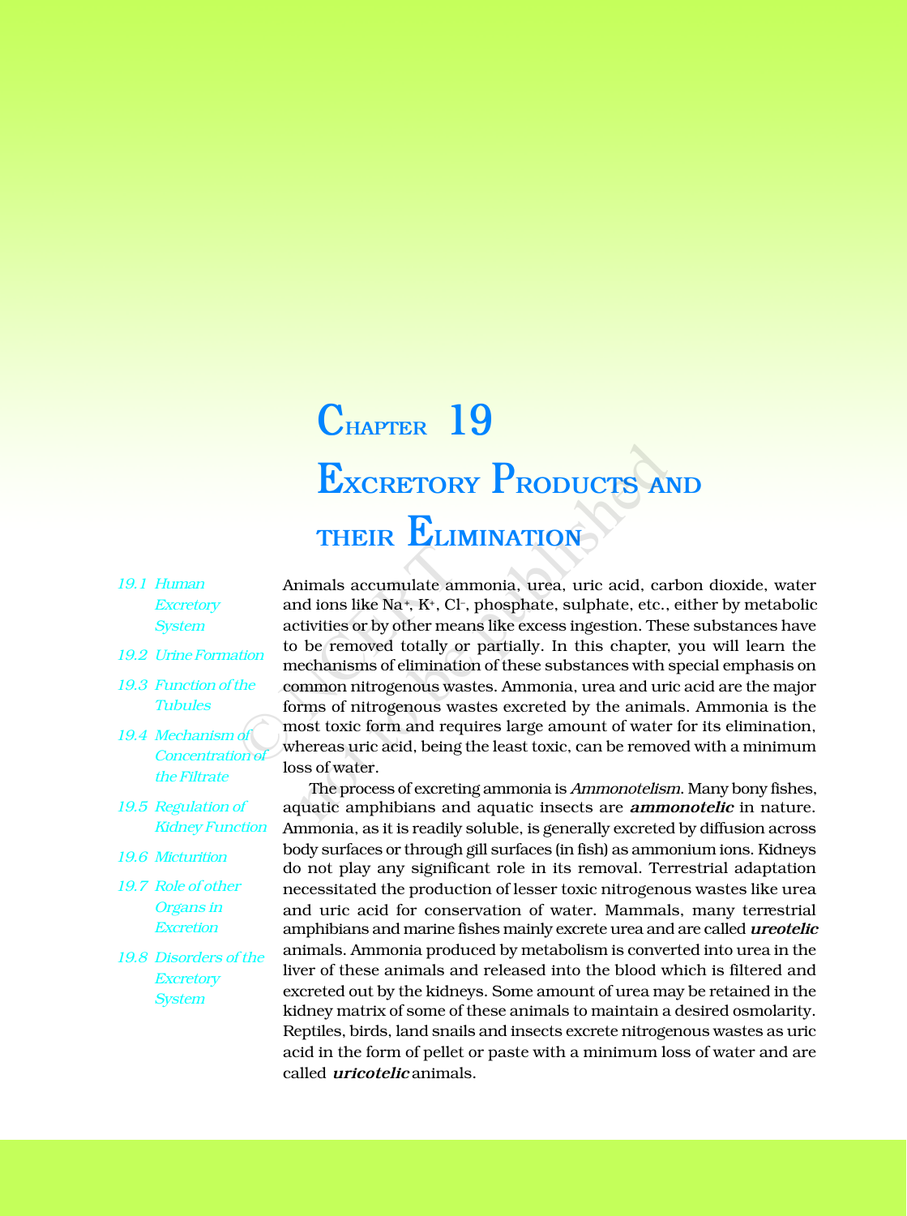# Chapter 19

# Excretory Products and their Elimination

*19.1 Human Excretory System*

*19.2 Urine Formation*

*19.3 Function of the Tubules*

*19.4 Mechanism of Concentration of the Filtrate*

*19.5 Regulation of Kidney Function*

*19.6 Micturition*

*19.7 Role of other Organs in Excretion*

*19.8 Disorders of the Excretory System*

Animals accumulate ammonia, urea, uric acid, carbon dioxide, water and ions like $Na^+$, $K^+$, $Cl^-$, phosphate, sulphate, etc., either by metabolic activities or by other means like excess ingestion. These substances have to be removed totally or partially. In this chapter, you will learn the mechanisms of elimination of these substances with special emphasis on common nitrogenous wastes. Ammonia, urea and uric acid are the major forms of nitrogenous wastes excreted by the animals. Ammonia is the most toxic form and requires large amount of water for its elimination, whereas uric acid, being the least toxic, can be removed with a minimum loss of water.

The process of excreting ammonia is *Ammonotelism*. Many bony fishes, aquatic amphibians and aquatic insects are ***ammonotelic*** in nature. Ammonia, as it is readily soluble, is generally excreted by diffusion across body surfaces or through gill surfaces (in fish) as ammonium ions. Kidneys do not play any significant role in its removal. Terrestrial adaptation necessitated the production of lesser toxic nitrogenous wastes like urea and uric acid for conservation of water. Mammals, many terrestrial amphibians and marine fishes mainly excrete urea and are called ***ureotelic*** animals. Ammonia produced by metabolism is converted into urea in the liver of these animals and released into the blood which is filtered and excreted out by the kidneys. Some amount of urea may be retained in the kidney matrix of some of these animals to maintain a desired osmolarity. Reptiles, birds, land snails and insects excrete nitrogenous wastes as uric acid in the form of pellet or paste with a minimum loss of water and are called ***uricotelic*** animals.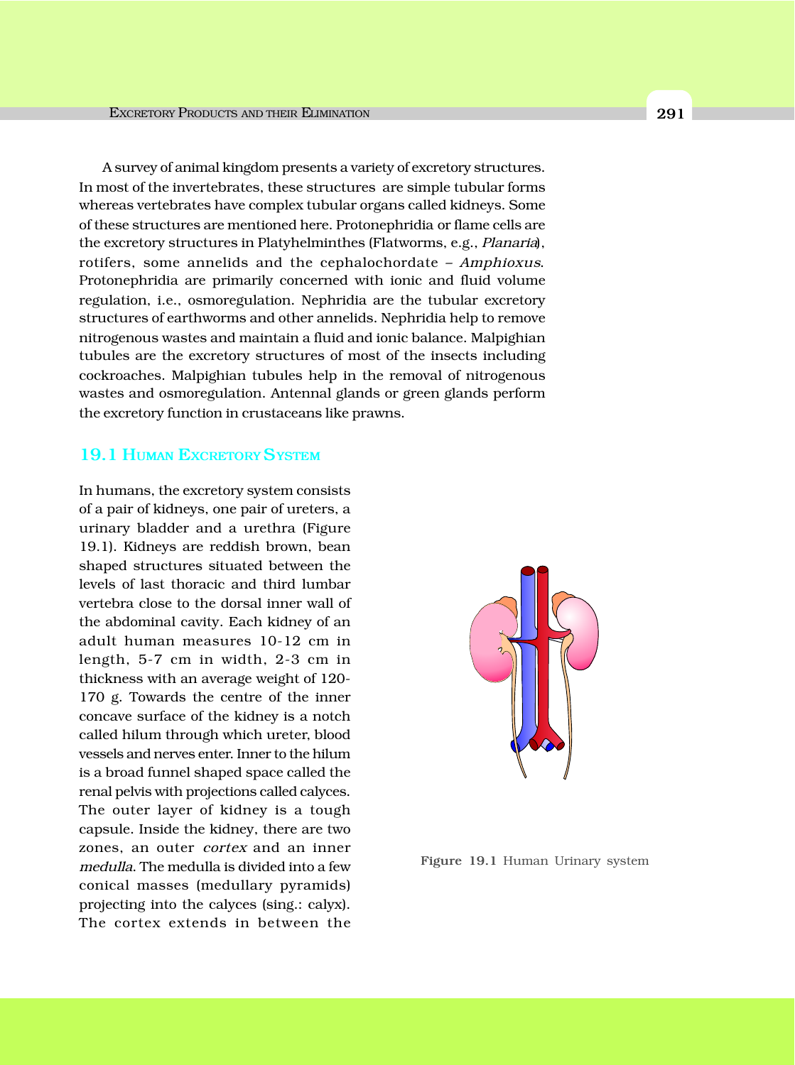A survey of animal kingdom presents a variety of excretory structures. In most of the invertebrates, these structures are simple tubular forms whereas vertebrates have complex tubular organs called kidneys. Some of these structures are mentioned here. Protonephridia or flame cells are the excretory structures in Platyhelminthes (Flatworms, e.g., *Planaria*), rotifers, some annelids and the cephalochordate – *Amphioxus*. Protonephridia are primarily concerned with ionic and fluid volume regulation, i.e., osmoregulation. Nephridia are the tubular excretory structures of earthworms and other annelids. Nephridia help to remove nitrogenous wastes and maintain a fluid and ionic balance. Malpighian tubules are the excretory structures of most of the insects including cockroaches. Malpighian tubules help in the removal of nitrogenous wastes and osmoregulation. Antennal glands or green glands perform the excretory function in crustaceans like prawns.

## 19.1 Human Excretory System

In humans, the excretory system consists of a pair of kidneys, one pair of ureters, a urinary bladder and a urethra (Figure 19.1). Kidneys are reddish brown, bean shaped structures situated between the levels of last thoracic and third lumbar vertebra close to the dorsal inner wall of the abdominal cavity. Each kidney of an adult human measures 10-12 cm in length, 5-7 cm in width, 2-3 cm in thickness with an average weight of 120-170 g. Towards the centre of the inner concave surface of the kidney is a notch called hilum through which ureter, blood vessels and nerves enter. Inner to the hilum is a broad funnel shaped space called the renal pelvis with projections called calyces. The outer layer of kidney is a tough capsule. Inside the kidney, there are two zones, an outer *cortex* and an inner *medulla*. The medulla is divided into a few conical masses (medullary pyramids) projecting into the calyces (sing.: calyx). The cortex extends in between the

**Figure 19.1** Human Urinary system